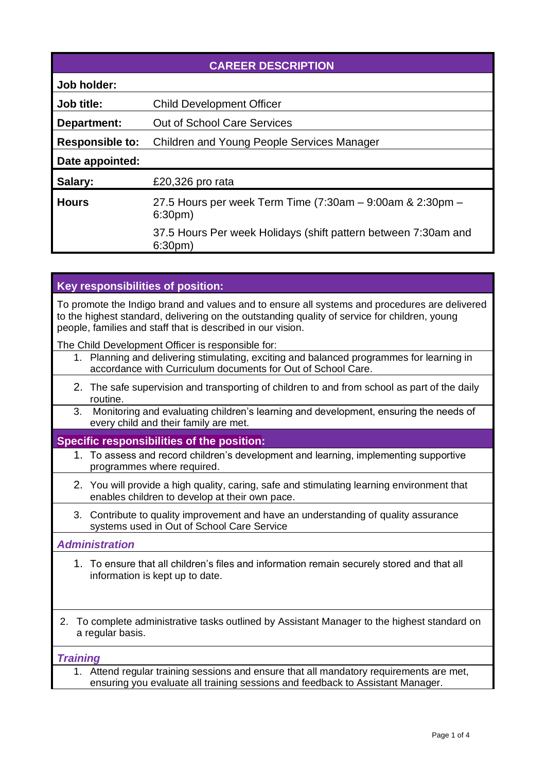| CAREER DESCRIPTION | |
|---|---|
| **Job holder:** | |
| **Job title:** | Child Development Officer |
| **Department:** | Out of School Care Services |
| **Responsible to:** | Children and Young People Services Manager |
| **Date appointed:** | |
| **Salary:** | £20,326 pro rata |
| **Hours** | 27.5 Hours per week Term Time (7:30am – 9:00am & 2:30pm – 6:30pm)<br>37.5 Hours Per week Holidays (shift pattern between 7:30am and 6:30pm) |

## Key responsibilities of position:

To promote the Indigo brand and values and to ensure all systems and procedures are delivered to the highest standard, delivering on the outstanding quality of service for children, young people, families and staff that is described in our vision.

The Child Development Officer is responsible for:

1. Planning and delivering stimulating, exciting and balanced programmes for learning in accordance with Curriculum documents for Out of School Care.
2. The safe supervision and transporting of children to and from school as part of the daily routine.
3. Monitoring and evaluating children's learning and development, ensuring the needs of every child and their family are met.

## Specific responsibilities of the position:

1. To assess and record children's development and learning, implementing supportive programmes where required.
2. You will provide a high quality, caring, safe and stimulating learning environment that enables children to develop at their own pace.
3. Contribute to quality improvement and have an understanding of quality assurance systems used in Out of School Care Service

### *Administration*

1. To ensure that all children's files and information remain securely stored and that all information is kept up to date.
2. To complete administrative tasks outlined by Assistant Manager to the highest standard on a regular basis.

### *Training*

1. Attend regular training sessions and ensure that all mandatory requirements are met, ensuring you evaluate all training sessions and feedback to Assistant Manager.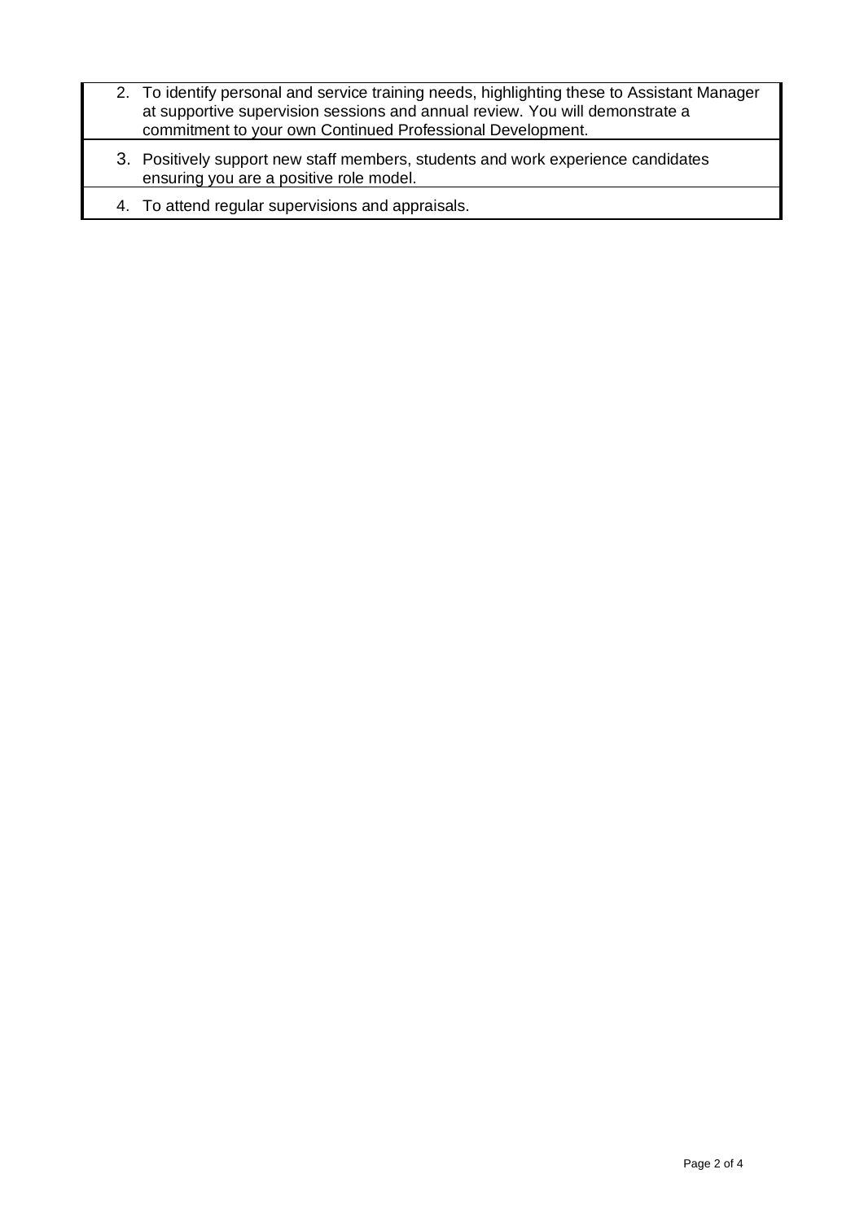2. To identify personal and service training needs, highlighting these to Assistant Manager at supportive supervision sessions and annual review. You will demonstrate a commitment to your own Continued Professional Development.
3. Positively support new staff members, students and work experience candidates ensuring you are a positive role model.
4. To attend regular supervisions and appraisals.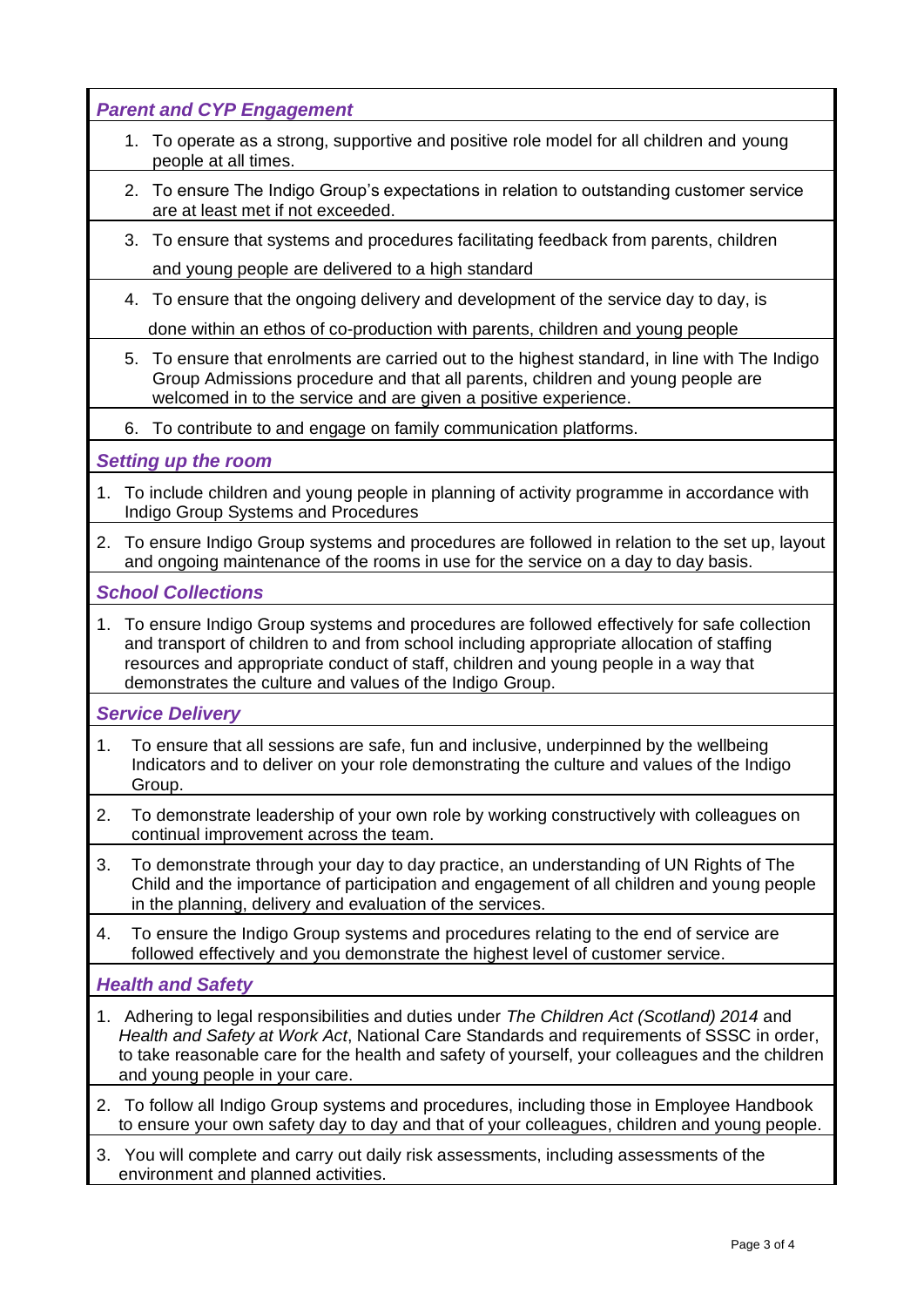***Parent and CYP Engagement***

1. To operate as a strong, supportive and positive role model for all children and young people at all times.
2. To ensure The Indigo Group's expectations in relation to outstanding customer service are at least met if not exceeded.
3. To ensure that systems and procedures facilitating feedback from parents, children and young people are delivered to a high standard
4. To ensure that the ongoing delivery and development of the service day to day, is done within an ethos of co-production with parents, children and young people
5. To ensure that enrolments are carried out to the highest standard, in line with The Indigo Group Admissions procedure and that all parents, children and young people are welcomed in to the service and are given a positive experience.
6. To contribute to and engage on family communication platforms.

***Setting up the room***

1. To include children and young people in planning of activity programme in accordance with Indigo Group Systems and Procedures
2. To ensure Indigo Group systems and procedures are followed in relation to the set up, layout and ongoing maintenance of the rooms in use for the service on a day to day basis.

***School Collections***

1. To ensure Indigo Group systems and procedures are followed effectively for safe collection and transport of children to and from school including appropriate allocation of staffing resources and appropriate conduct of staff, children and young people in a way that demonstrates the culture and values of the Indigo Group.

***Service Delivery***

1. To ensure that all sessions are safe, fun and inclusive, underpinned by the wellbeing Indicators and to deliver on your role demonstrating the culture and values of the Indigo Group.
2. To demonstrate leadership of your own role by working constructively with colleagues on continual improvement across the team.
3. To demonstrate through your day to day practice, an understanding of UN Rights of The Child and the importance of participation and engagement of all children and young people in the planning, delivery and evaluation of the services.
4. To ensure the Indigo Group systems and procedures relating to the end of service are followed effectively and you demonstrate the highest level of customer service.

***Health and Safety***

1. Adhering to legal responsibilities and duties under *The Children Act (Scotland) 2014* and *Health and Safety at Work Act*, National Care Standards and requirements of SSSC in order, to take reasonable care for the health and safety of yourself, your colleagues and the children and young people in your care.
2. To follow all Indigo Group systems and procedures, including those in Employee Handbook to ensure your own safety day to day and that of your colleagues, children and young people.
3. You will complete and carry out daily risk assessments, including assessments of the environment and planned activities.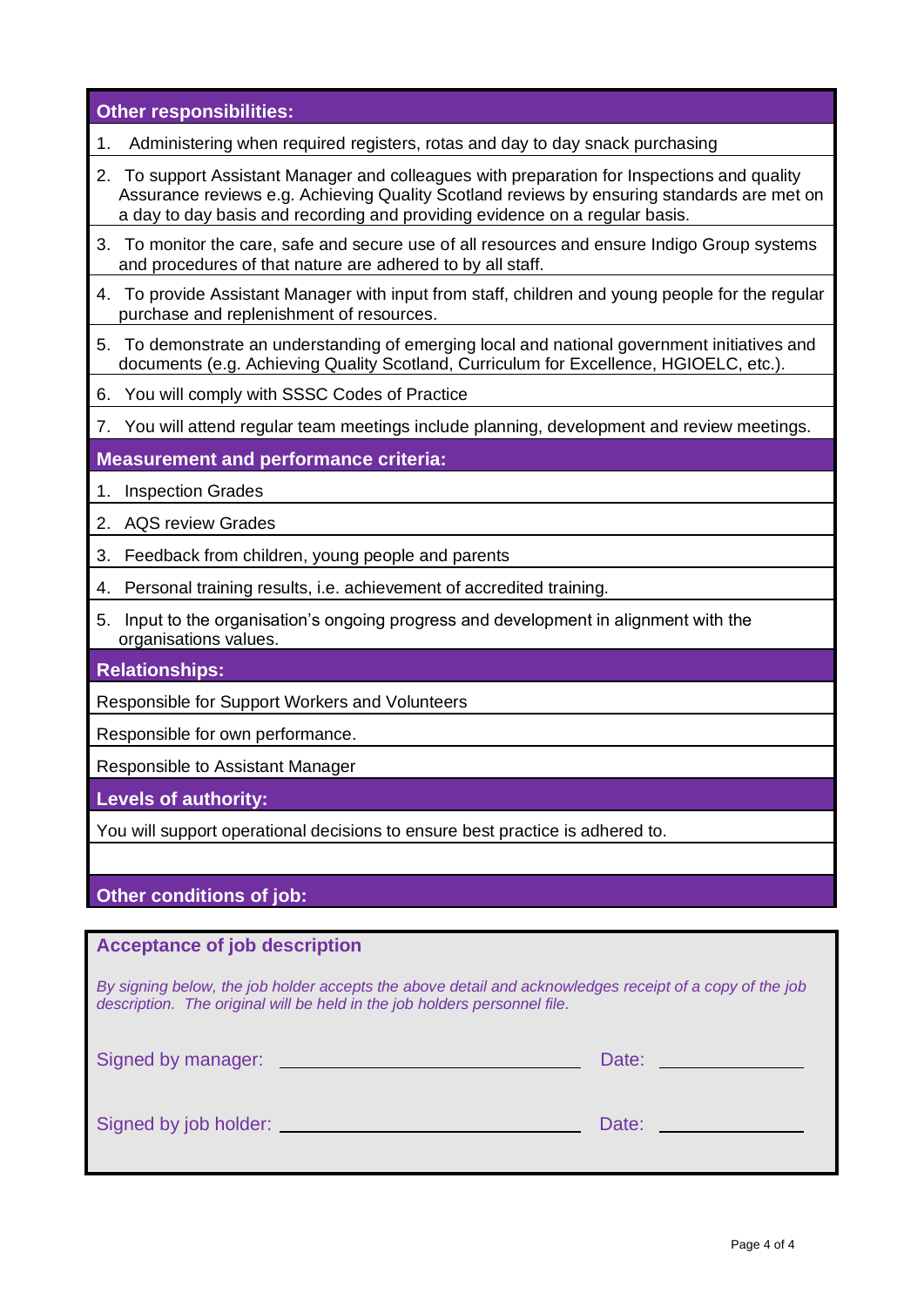## Other responsibilities:

1. Administering when required registers, rotas and day to day snack purchasing
2. To support Assistant Manager and colleagues with preparation for Inspections and quality Assurance reviews e.g. Achieving Quality Scotland reviews by ensuring standards are met on a day to day basis and recording and providing evidence on a regular basis.
3. To monitor the care, safe and secure use of all resources and ensure Indigo Group systems and procedures of that nature are adhered to by all staff.
4. To provide Assistant Manager with input from staff, children and young people for the regular purchase and replenishment of resources.
5. To demonstrate an understanding of emerging local and national government initiatives and documents (e.g. Achieving Quality Scotland, Curriculum for Excellence, HGIOELC, etc.).
6. You will comply with SSSC Codes of Practice
7. You will attend regular team meetings include planning, development and review meetings.

## Measurement and performance criteria:

1. Inspection Grades
2. AQS review Grades
3. Feedback from children, young people and parents
4. Personal training results, i.e. achievement of accredited training.
5. Input to the organisation's ongoing progress and development in alignment with the organisations values.

## Relationships:

Responsible for Support Workers and Volunteers

Responsible for own performance.

Responsible to Assistant Manager

## Levels of authority:

You will support operational decisions to ensure best practice is adhered to.

## Other conditions of job:

## Acceptance of job description

*By signing below, the job holder accepts the above detail and acknowledges receipt of a copy of the job description. The original will be held in the job holders personnel file.*

Signed by manager: ______________________ Date: __________

Signed by job holder: ______________________ Date: __________